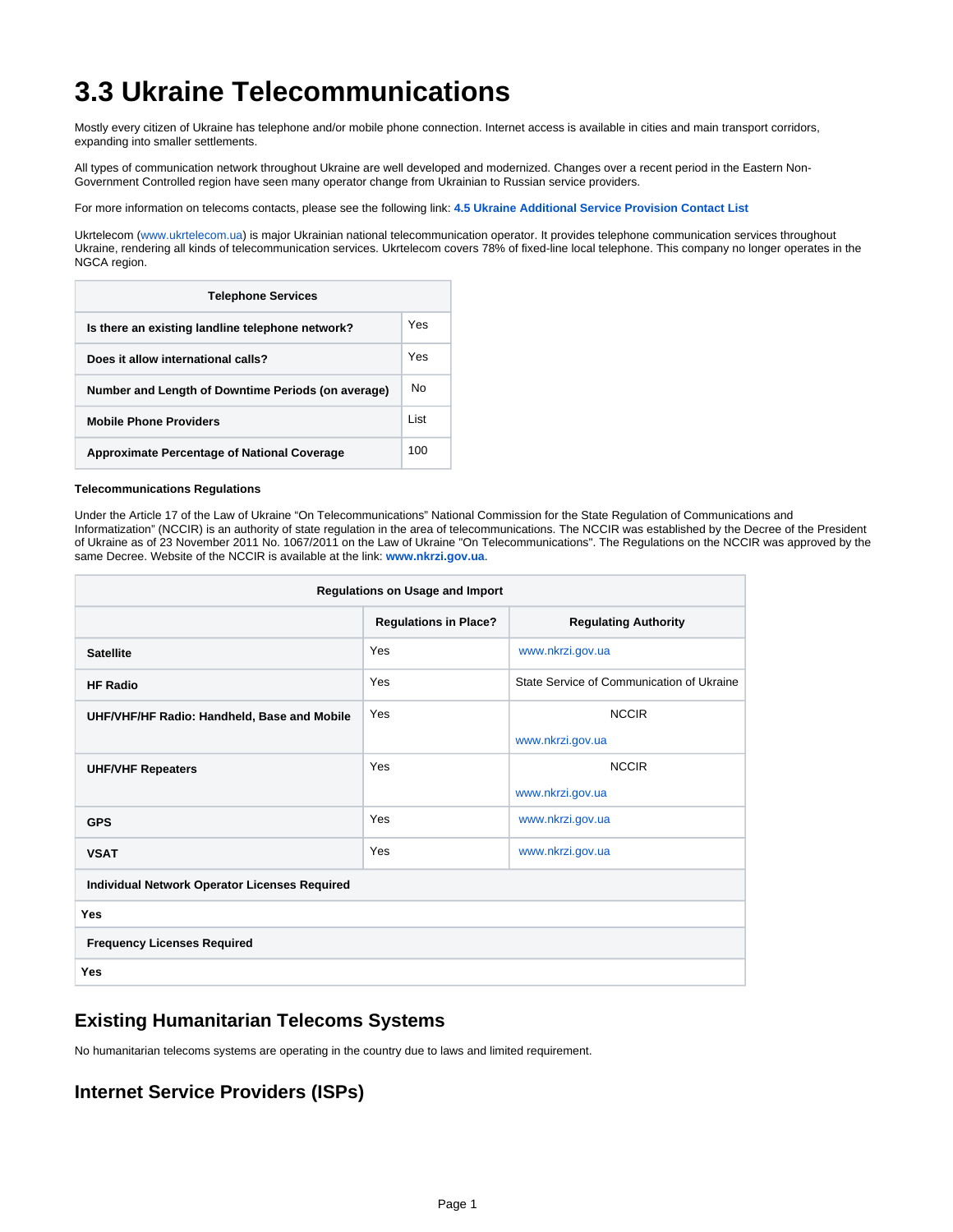# 3.3 Ukraine Telecommunications

Mostly every citizen of Ukraine has telephone and/or mobile phone connection. Internet access is available in cities and main transport corridors, expanding into smaller settlements.

All types of communication network throughout Ukraine are well developed and modernized. Changes over a recent period in the Eastern Non-Government Controlled region have seen many operator change from Ukrainian to Russian service providers.

For more information on telecoms contacts, please see the following link: **4.5 Ukraine Additional Service Provision Contact List**

Ukrtelecom (www.ukrtelecom.ua) is major Ukrainian national telecommunication operator. It provides telephone communication services throughout Ukraine, rendering all kinds of telecommunication services. Ukrtelecom covers 78% of fixed-line local telephone. This company no longer operates in the NGCA region.

| Telephone Services | |
|---|---|
| **Is there an existing landline telephone network?** | Yes |
| **Does it allow international calls?** | Yes |
| **Number and Length of Downtime Periods (on average)** | No |
| **Mobile Phone Providers** | List |
| **Approximate Percentage of National Coverage** | 100 |

**Telecommunications Regulations**

Under the Article 17 of the Law of Ukraine "On Telecommunications" National Commission for the State Regulation of Communications and Informatization" (NCCIR) is an authority of state regulation in the area of telecommunications. The NCCIR was established by the Decree of the President of Ukraine as of 23 November 2011 No. 1067/2011 on the Law of Ukraine "On Telecommunications". The Regulations on the NCCIR was approved by the same Decree. Website of the NCCIR is available at the link: **www.nkrzi.gov.ua**.

| Regulations on Usage and Import | | |
|---|---|---|
| | **Regulations in Place?** | **Regulating Authority** |
| **Satellite** | Yes | www.nkrzi.gov.ua |
| **HF Radio** | Yes | State Service of Communication of Ukraine |
| **UHF/VHF/HF Radio: Handheld, Base and Mobile** | Yes | NCCIR www.nkrzi.gov.ua |
| **UHF/VHF Repeaters** | Yes | NCCIR www.nkrzi.gov.ua |
| **GPS** | Yes | www.nkrzi.gov.ua |
| **VSAT** | Yes | www.nkrzi.gov.ua |
| **Individual Network Operator Licenses Required** | | |
| **Yes** | | |
| **Frequency Licenses Required** | | |
| **Yes** | | |

## Existing Humanitarian Telecoms Systems

No humanitarian telecoms systems are operating in the country due to laws and limited requirement.

## Internet Service Providers (ISPs)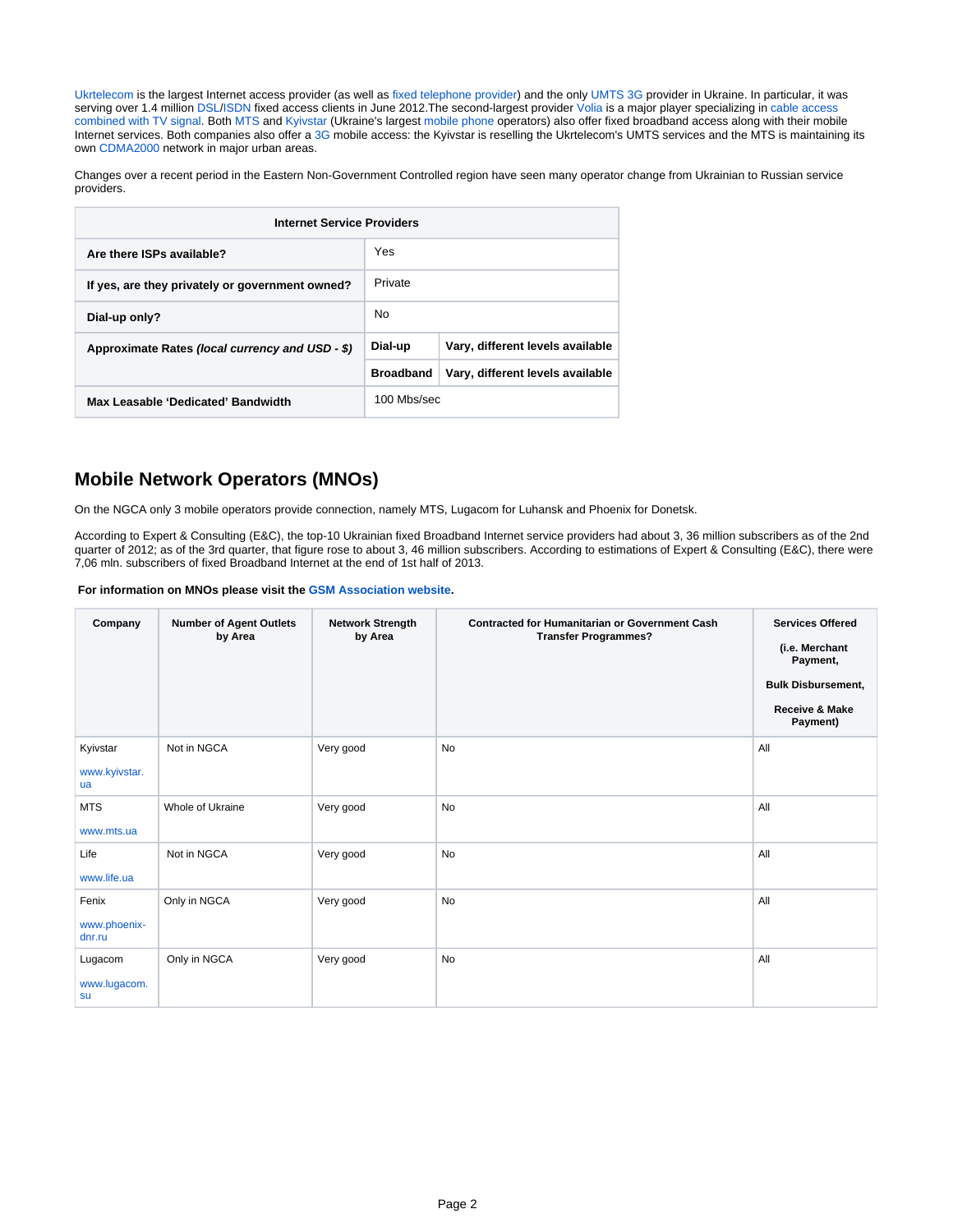Ukrtelecom is the largest Internet access provider (as well as fixed telephone provider) and the only UMTS 3G provider in Ukraine. In particular, it was serving over 1.4 million DSL/ISDN fixed access clients in June 2012.The second-largest provider Volia is a major player specializing in cable access combined with TV signal. Both MTS and Kyivstar (Ukraine's largest mobile phone operators) also offer fixed broadband access along with their mobile Internet services. Both companies also offer a 3G mobile access: the Kyivstar is reselling the Ukrtelecom's UMTS services and the MTS is maintaining its own CDMA2000 network in major urban areas.

Changes over a recent period in the Eastern Non-Government Controlled region have seen many operator change from Ukrainian to Russian service providers.

| Internet Service Providers | | |
|---|---|---|
| **Are there ISPs available?** | Yes | |
| **If yes, are they privately or government owned?** | Private | |
| **Dial-up only?** | No | |
| **Approximate Rates *(local currency and USD - $)*** | **Dial-up** | **Vary, different levels available** |
| | **Broadband** | **Vary, different levels available** |
| **Max Leasable 'Dedicated' Bandwidth** | 100 Mbs/sec | |

## Mobile Network Operators (MNOs)

On the NGCA only 3 mobile operators provide connection, namely MTS, Lugacom for Luhansk and Phoenix for Donetsk.

According to Expert & Consulting (E&C), the top-10 Ukrainian fixed Broadband Internet service providers had about 3, 36 million subscribers as of the 2nd quarter of 2012; as of the 3rd quarter, that figure rose to about 3, 46 million subscribers. According to estimations of Expert & Consulting (E&C), there were 7,06 mln. subscribers of fixed Broadband Internet at the end of 1st half of 2013.

**For information on MNOs please visit the GSM Association website.**

| Company | Number of Agent Outlets by Area | Network Strength by Area | Contracted for Humanitarian or Government Cash Transfer Programmes? | Services Offered (i.e. Merchant Payment, Bulk Disbursement, Receive & Make Payment) |
|---|---|---|---|---|
| Kyivstar www.kyivstar.ua | Not in NGCA | Very good | No | All |
| MTS www.mts.ua | Whole of Ukraine | Very good | No | All |
| Life www.life.ua | Not in NGCA | Very good | No | All |
| Fenix www.phoenix-dnr.ru | Only in NGCA | Very good | No | All |
| Lugacom www.lugacom.su | Only in NGCA | Very good | No | All |